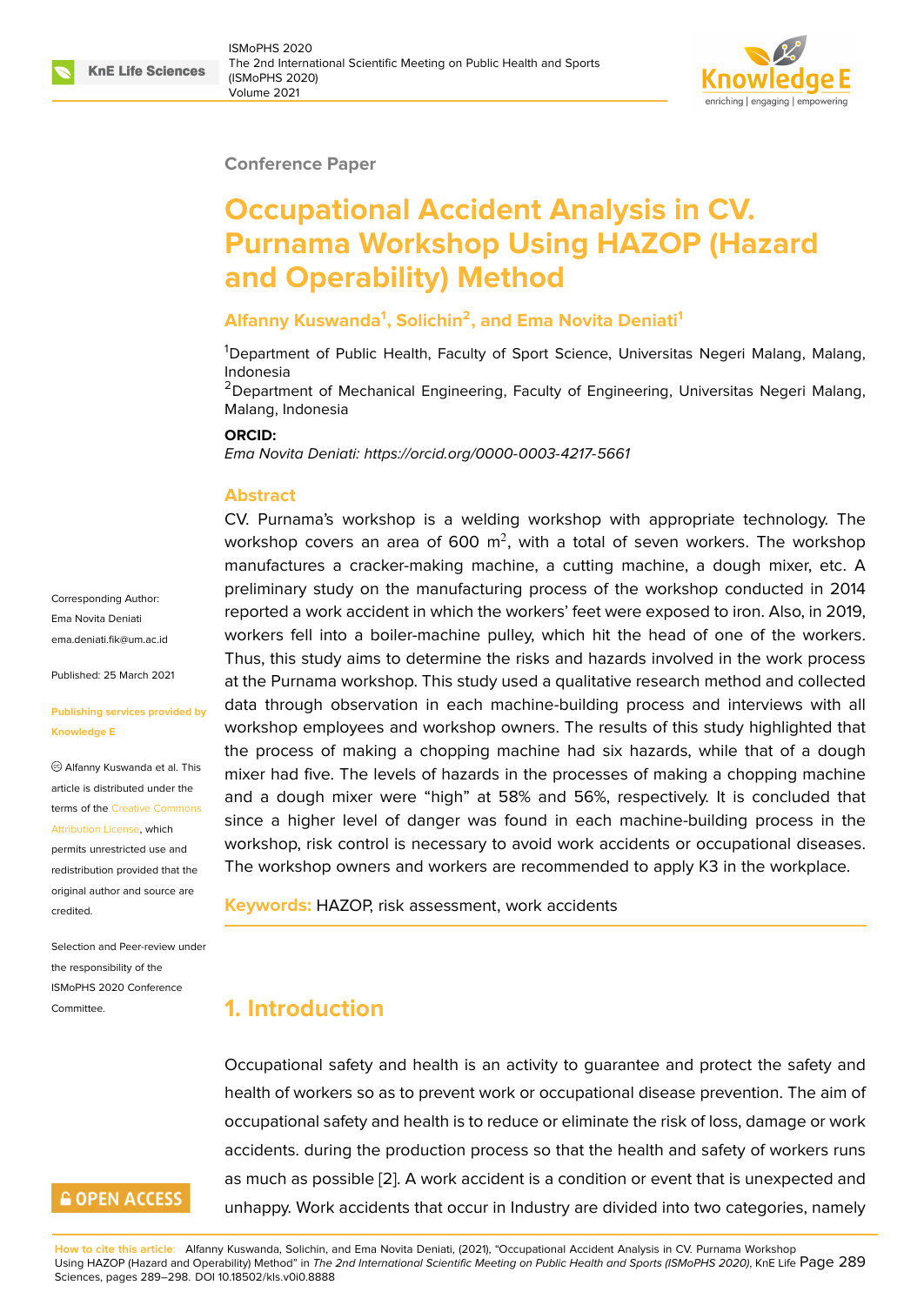Conference Paper

# Occupational Accident Analysis in CV. Purnama Workshop Using HAZOP (Hazard and Operability) Method

**Alfanny Kuswanda[1], Solichin[2], and Ema Novita Deniati[1]**

[1]Department of Public Health, Faculty of Sport Science, Universitas Negeri Malang, Malang, Indonesia
[2]Department of Mechanical Engineering, Faculty of Engineering, Universitas Negeri Malang, Malang, Indonesia

**ORCID:**
*Ema Novita Deniati: https://orcid.org/0000-0003-4217-5661*

Corresponding Author: Ema Novita Deniati ema.deniati.fik@um.ac.id

Published: 25 March 2021

Publishing services provided by Knowledge E

© Alfanny Kuswanda et al. This article is distributed under the terms of the Creative Commons Attribution License, which permits unrestricted use and redistribution provided that the original author and source are credited.

Selection and Peer-review under the responsibility of the ISMoPHS 2020 Conference Committee.

## Abstract

CV. Purnama's workshop is a welding workshop with appropriate technology. The workshop covers an area of 600 $m^2$, with a total of seven workers. The workshop manufactures a cracker-making machine, a cutting machine, a dough mixer, etc. A preliminary study on the manufacturing process of the workshop conducted in 2014 reported a work accident in which the workers' feet were exposed to iron. Also, in 2019, workers fell into a boiler-machine pulley, which hit the head of one of the workers. Thus, this study aims to determine the risks and hazards involved in the work process at the Purnama workshop. This study used a qualitative research method and collected data through observation in each machine-building process and interviews with all workshop employees and workshop owners. The results of this study highlighted that the process of making a chopping machine had six hazards, while that of a dough mixer had five. The levels of hazards in the processes of making a chopping machine and a dough mixer were "high" at 58% and 56%, respectively. It is concluded that since a higher level of danger was found in each machine-building process in the workshop, risk control is necessary to avoid work accidents or occupational diseases. The workshop owners and workers are recommended to apply K3 in the workplace.

**Keywords:** HAZOP, risk assessment, work accidents

## 1. Introduction

Occupational safety and health is an activity to guarantee and protect the safety and health of workers so as to prevent work or occupational disease prevention. The aim of occupational safety and health is to reduce or eliminate the risk of loss, damage or work accidents. during the production process so that the health and safety of workers runs as much as possible [2]. A work accident is a condition or event that is unexpected and unhappy. Work accidents that occur in Industry are divided into two categories, namely

**How to cite this article**: Alfanny Kuswanda, Solichin, and Ema Novita Deniati, (2021), "Occupational Accident Analysis in CV. Purnama Workshop Using HAZOP (Hazard and Operability) Method" in *The 2nd International Scientific Meeting on Public Health and Sports (ISMoPHS 2020)*, KnE Life Sciences, pages 289–298. DOI 10.18502/kls.v0i0.8888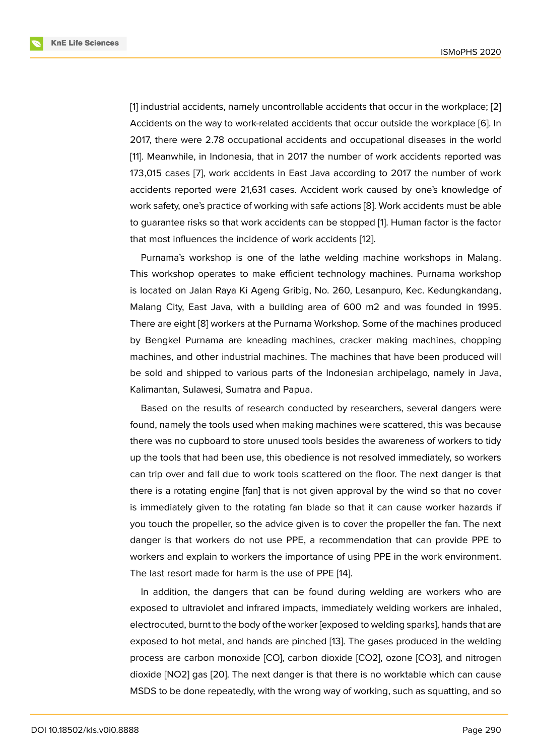[1] industrial accidents, namely uncontrollable accidents that occur in the workplace; [2] Accidents on the way to work-related accidents that occur outside the workplace [6]. In 2017, there were 2.78 occupational accidents and occupational diseases in the world [11]. Meanwhile, in Indonesia, that in 2017 the number of work accidents reported was 173,015 cases [7], work accidents in East Java according to 2017 the number of work accidents reported were 21,631 cases. Accident work caused by one's knowledge of work safety, one's practice of working with safe actions [8]. Work accidents must be able to guarantee risks so that work accidents can be stopped [1]. Human factor is the factor that most influences the incidence of work accidents [12].

Purnama's workshop is one of the lathe welding machine workshops in Malang. This workshop operates to make efficient technology machines. Purnama workshop is located on Jalan Raya Ki Ageng Gribig, No. 260, Lesanpuro, Kec. Kedungkandang, Malang City, East Java, with a building area of 600 m2 and was founded in 1995. There are eight [8] workers at the Purnama Workshop. Some of the machines produced by Bengkel Purnama are kneading machines, cracker making machines, chopping machines, and other industrial machines. The machines that have been produced will be sold and shipped to various parts of the Indonesian archipelago, namely in Java, Kalimantan, Sulawesi, Sumatra and Papua.

Based on the results of research conducted by researchers, several dangers were found, namely the tools used when making machines were scattered, this was because there was no cupboard to store unused tools besides the awareness of workers to tidy up the tools that had been use, this obedience is not resolved immediately, so workers can trip over and fall due to work tools scattered on the floor. The next danger is that there is a rotating engine [fan] that is not given approval by the wind so that no cover is immediately given to the rotating fan blade so that it can cause worker hazards if you touch the propeller, so the advice given is to cover the propeller the fan. The next danger is that workers do not use PPE, a recommendation that can provide PPE to workers and explain to workers the importance of using PPE in the work environment. The last resort made for harm is the use of PPE [14].

In addition, the dangers that can be found during welding are workers who are exposed to ultraviolet and infrared impacts, immediately welding workers are inhaled, electrocuted, burnt to the body of the worker [exposed to welding sparks], hands that are exposed to hot metal, and hands are pinched [13]. The gases produced in the welding process are carbon monoxide [CO], carbon dioxide [CO2], ozone [CO3], and nitrogen dioxide [NO2] gas [20]. The next danger is that there is no worktable which can cause MSDS to be done repeatedly, with the wrong way of working, such as squatting, and so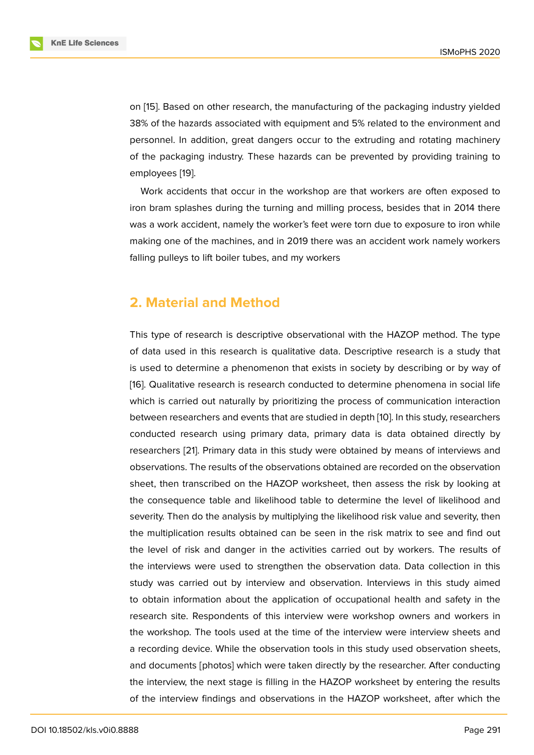on [15]. Based on other research, the manufacturing of the packaging industry yielded 38% of the hazards associated with equipment and 5% related to the environment and personnel. In addition, great dangers occur to the extruding and rotating machinery of the packaging industry. These hazards can be prevented by providing training to employees [19].

Work accidents that occur in the workshop are that workers are often exposed to iron bram splashes during the turning and milling process, besides that in 2014 there was a work accident, namely the worker's feet were torn due to exposure to iron while making one of the machines, and in 2019 there was an accident work namely workers falling pulleys to lift boiler tubes, and my workers

## 2. Material and Method

This type of research is descriptive observational with the HAZOP method. The type of data used in this research is qualitative data. Descriptive research is a study that is used to determine a phenomenon that exists in society by describing or by way of [16]. Qualitative research is research conducted to determine phenomena in social life which is carried out naturally by prioritizing the process of communication interaction between researchers and events that are studied in depth [10]. In this study, researchers conducted research using primary data, primary data is data obtained directly by researchers [21]. Primary data in this study were obtained by means of interviews and observations. The results of the observations obtained are recorded on the observation sheet, then transcribed on the HAZOP worksheet, then assess the risk by looking at the consequence table and likelihood table to determine the level of likelihood and severity. Then do the analysis by multiplying the likelihood risk value and severity, then the multiplication results obtained can be seen in the risk matrix to see and find out the level of risk and danger in the activities carried out by workers. The results of the interviews were used to strengthen the observation data. Data collection in this study was carried out by interview and observation. Interviews in this study aimed to obtain information about the application of occupational health and safety in the research site. Respondents of this interview were workshop owners and workers in the workshop. The tools used at the time of the interview were interview sheets and a recording device. While the observation tools in this study used observation sheets, and documents [photos] which were taken directly by the researcher. After conducting the interview, the next stage is filling in the HAZOP worksheet by entering the results of the interview findings and observations in the HAZOP worksheet, after which the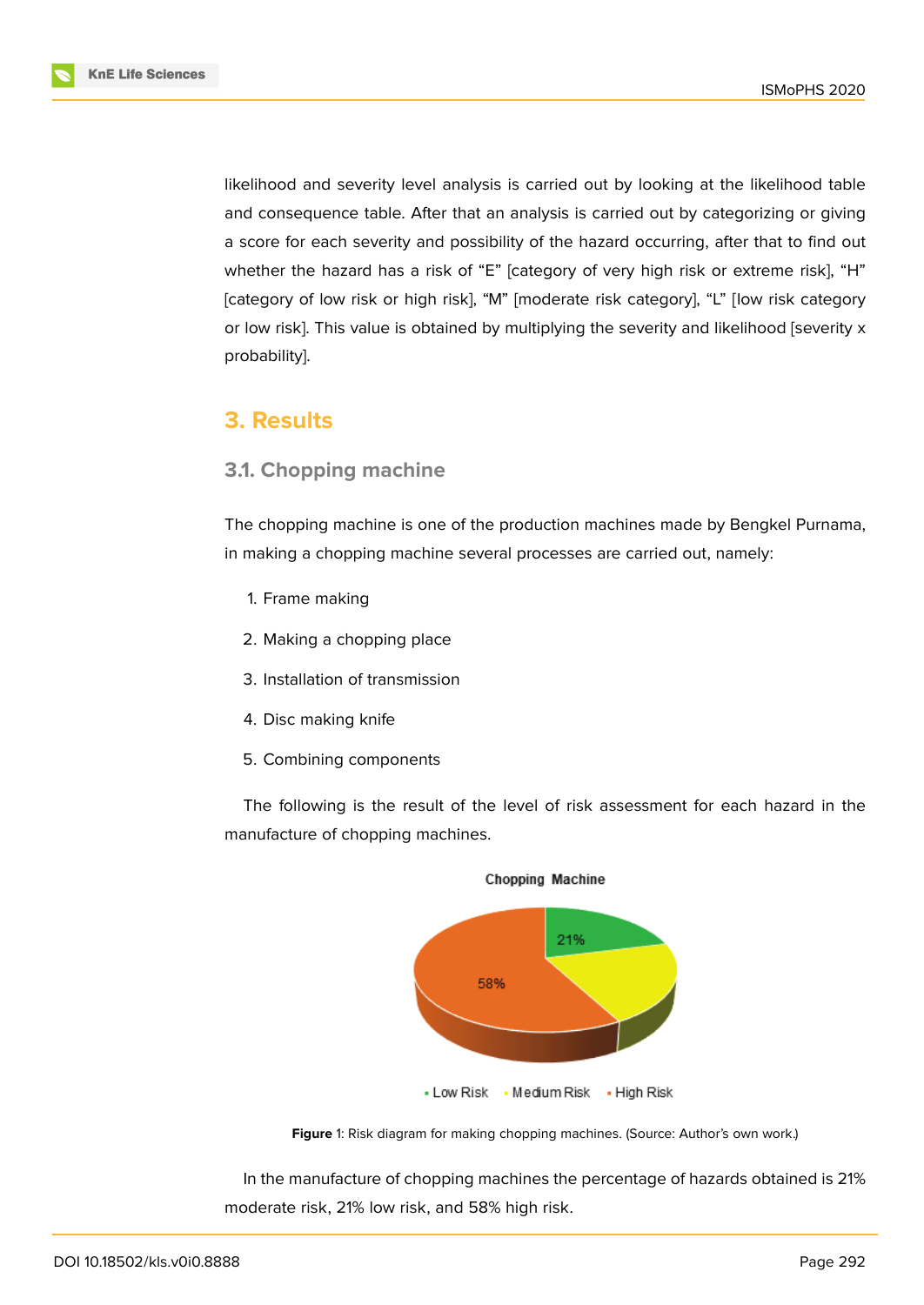likelihood and severity level analysis is carried out by looking at the likelihood table and consequence table. After that an analysis is carried out by categorizing or giving a score for each severity and possibility of the hazard occurring, after that to find out whether the hazard has a risk of “E” [category of very high risk or extreme risk], “H” [category of low risk or high risk], “M” [moderate risk category], “L” [low risk category or low risk]. This value is obtained by multiplying the severity and likelihood [severity x probability].

## 3. Results

### 3.1. Chopping machine

The chopping machine is one of the production machines made by Bengkel Purnama, in making a chopping machine several processes are carried out, namely:

1. Frame making
2. Making a chopping place
3. Installation of transmission
4. Disc making knife
5. Combining components

The following is the result of the level of risk assessment for each hazard in the manufacture of chopping machines.

**Figure** 1: Risk diagram for making chopping machines. (Source: Author's own work.)

In the manufacture of chopping machines the percentage of hazards obtained is 21% moderate risk, 21% low risk, and 58% high risk.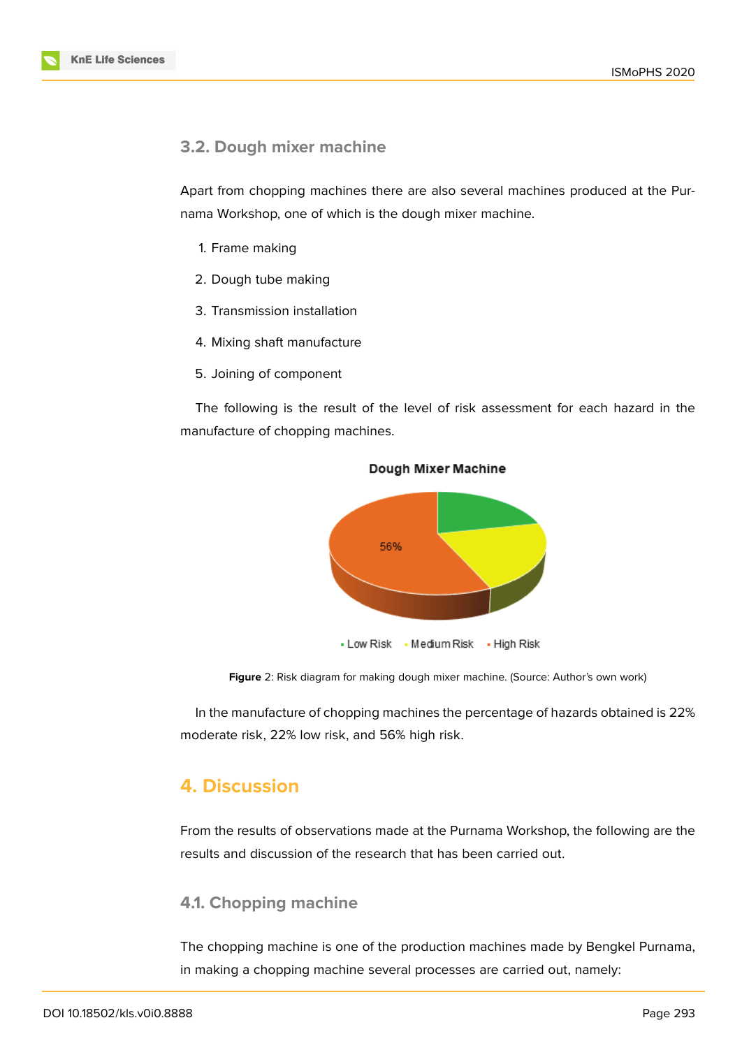### 3.2. Dough mixer machine

Apart from chopping machines there are also several machines produced at the Purnama Workshop, one of which is the dough mixer machine.

1. Frame making
2. Dough tube making
3. Transmission installation
4. Mixing shaft manufacture
5. Joining of component

The following is the result of the level of risk assessment for each hazard in the manufacture of chopping machines.

**Figure** 2: Risk diagram for making dough mixer machine. (Source: Author's own work)

In the manufacture of chopping machines the percentage of hazards obtained is 22% moderate risk, 22% low risk, and 56% high risk.

## 4. Discussion

From the results of observations made at the Purnama Workshop, the following are the results and discussion of the research that has been carried out.

### 4.1. Chopping machine

The chopping machine is one of the production machines made by Bengkel Purnama, in making a chopping machine several processes are carried out, namely: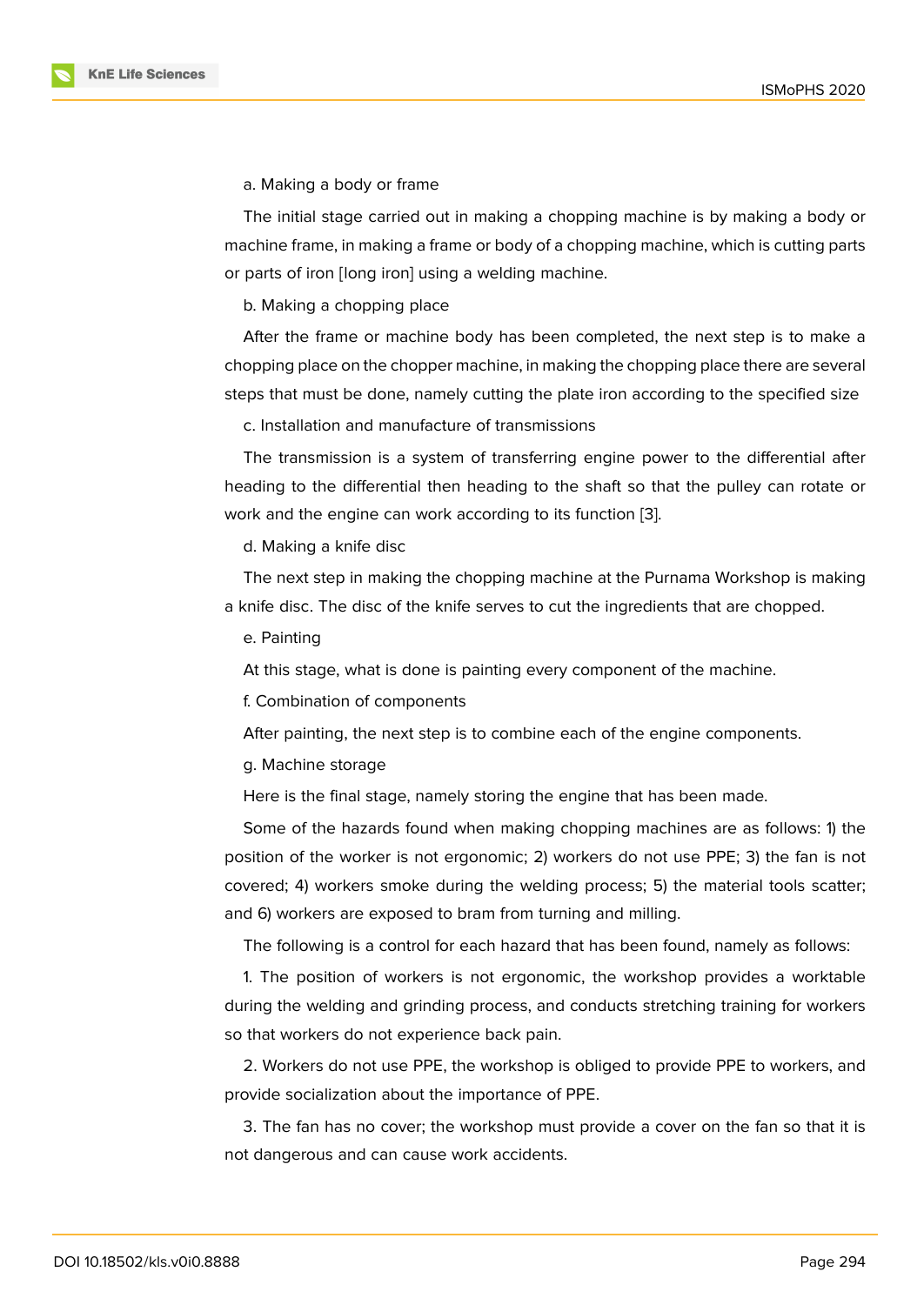a. Making a body or frame

The initial stage carried out in making a chopping machine is by making a body or machine frame, in making a frame or body of a chopping machine, which is cutting parts or parts of iron [long iron] using a welding machine.

b. Making a chopping place

After the frame or machine body has been completed, the next step is to make a chopping place on the chopper machine, in making the chopping place there are several steps that must be done, namely cutting the plate iron according to the specified size

c. Installation and manufacture of transmissions

The transmission is a system of transferring engine power to the differential after heading to the differential then heading to the shaft so that the pulley can rotate or work and the engine can work according to its function [3].

d. Making a knife disc

The next step in making the chopping machine at the Purnama Workshop is making a knife disc. The disc of the knife serves to cut the ingredients that are chopped.

e. Painting

At this stage, what is done is painting every component of the machine.

f. Combination of components

After painting, the next step is to combine each of the engine components.

g. Machine storage

Here is the final stage, namely storing the engine that has been made.

Some of the hazards found when making chopping machines are as follows: 1) the position of the worker is not ergonomic; 2) workers do not use PPE; 3) the fan is not covered; 4) workers smoke during the welding process; 5) the material tools scatter; and 6) workers are exposed to bram from turning and milling.

The following is a control for each hazard that has been found, namely as follows:

1. The position of workers is not ergonomic, the workshop provides a worktable during the welding and grinding process, and conducts stretching training for workers so that workers do not experience back pain.

2. Workers do not use PPE, the workshop is obliged to provide PPE to workers, and provide socialization about the importance of PPE.

3. The fan has no cover; the workshop must provide a cover on the fan so that it is not dangerous and can cause work accidents.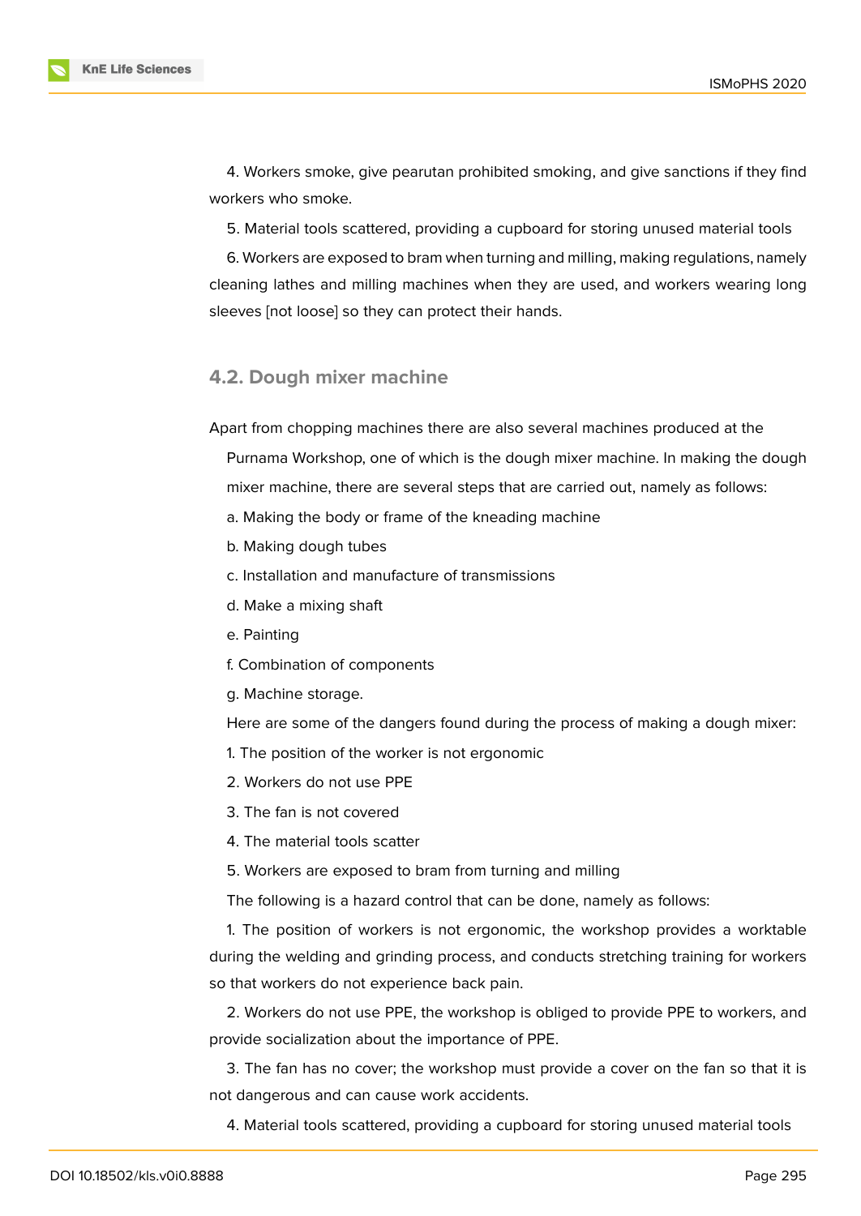4. Workers smoke, give pearutan prohibited smoking, and give sanctions if they find workers who smoke.

5. Material tools scattered, providing a cupboard for storing unused material tools

6. Workers are exposed to bram when turning and milling, making regulations, namely cleaning lathes and milling machines when they are used, and workers wearing long sleeves [not loose] so they can protect their hands.

## 4.2. Dough mixer machine

Apart from chopping machines there are also several machines produced at the Purnama Workshop, one of which is the dough mixer machine. In making the dough mixer machine, there are several steps that are carried out, namely as follows:

a. Making the body or frame of the kneading machine

b. Making dough tubes

c. Installation and manufacture of transmissions

d. Make a mixing shaft

e. Painting

f. Combination of components

g. Machine storage.

Here are some of the dangers found during the process of making a dough mixer:

1. The position of the worker is not ergonomic

2. Workers do not use PPE

3. The fan is not covered

4. The material tools scatter

5. Workers are exposed to bram from turning and milling

The following is a hazard control that can be done, namely as follows:

1. The position of workers is not ergonomic, the workshop provides a worktable during the welding and grinding process, and conducts stretching training for workers so that workers do not experience back pain.

2. Workers do not use PPE, the workshop is obliged to provide PPE to workers, and provide socialization about the importance of PPE.

3. The fan has no cover; the workshop must provide a cover on the fan so that it is not dangerous and can cause work accidents.

4. Material tools scattered, providing a cupboard for storing unused material tools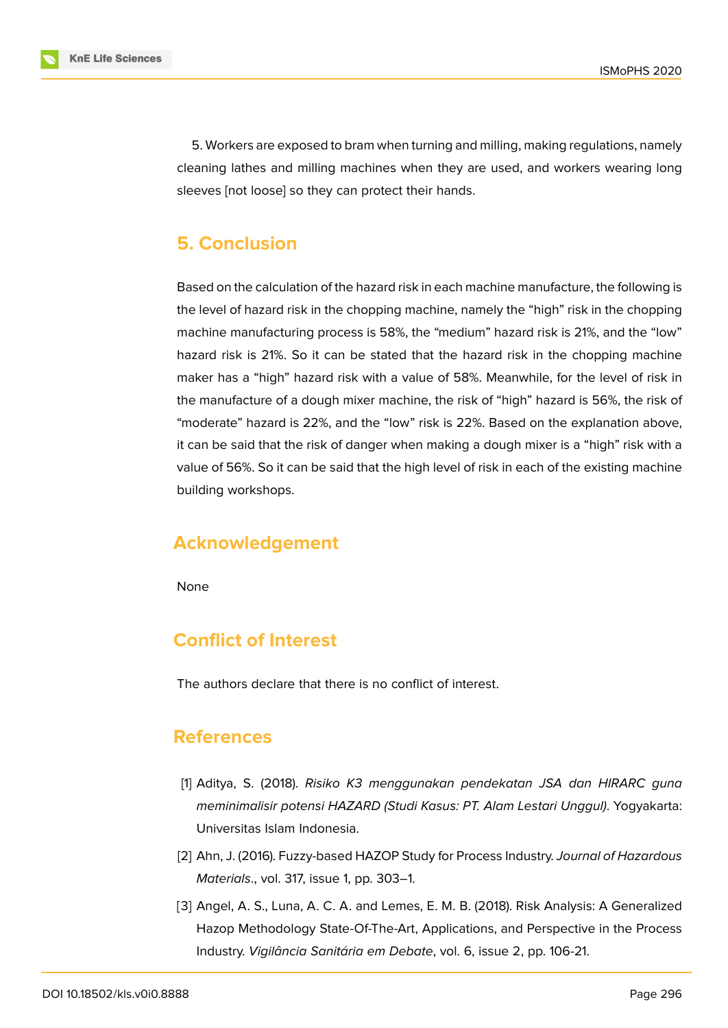5. Workers are exposed to bram when turning and milling, making regulations, namely cleaning lathes and milling machines when they are used, and workers wearing long sleeves [not loose] so they can protect their hands.

## 5. Conclusion

Based on the calculation of the hazard risk in each machine manufacture, the following is the level of hazard risk in the chopping machine, namely the "high" risk in the chopping machine manufacturing process is 58%, the "medium" hazard risk is 21%, and the "low" hazard risk is 21%. So it can be stated that the hazard risk in the chopping machine maker has a "high" hazard risk with a value of 58%. Meanwhile, for the level of risk in the manufacture of a dough mixer machine, the risk of "high" hazard is 56%, the risk of "moderate" hazard is 22%, and the "low" risk is 22%. Based on the explanation above, it can be said that the risk of danger when making a dough mixer is a "high" risk with a value of 56%. So it can be said that the high level of risk in each of the existing machine building workshops.

## Acknowledgement

None

## Conflict of Interest

The authors declare that there is no conflict of interest.

## References

[1] Aditya, S. (2018). *Risiko K3 menggunakan pendekatan JSA dan HIRARC guna meminimalisir potensi HAZARD (Studi Kasus: PT. Alam Lestari Unggul).* Yogyakarta: Universitas Islam Indonesia.

[2] Ahn, J. (2016). Fuzzy-based HAZOP Study for Process Industry. *Journal of Hazardous Materials*., vol. 317, issue 1, pp. 303–1.

[3] Angel, A. S., Luna, A. C. A. and Lemes, E. M. B. (2018). Risk Analysis: A Generalized Hazop Methodology State-Of-The-Art, Applications, and Perspective in the Process Industry. *Vigilância Sanitária em Debate*, vol. 6, issue 2, pp. 106-21.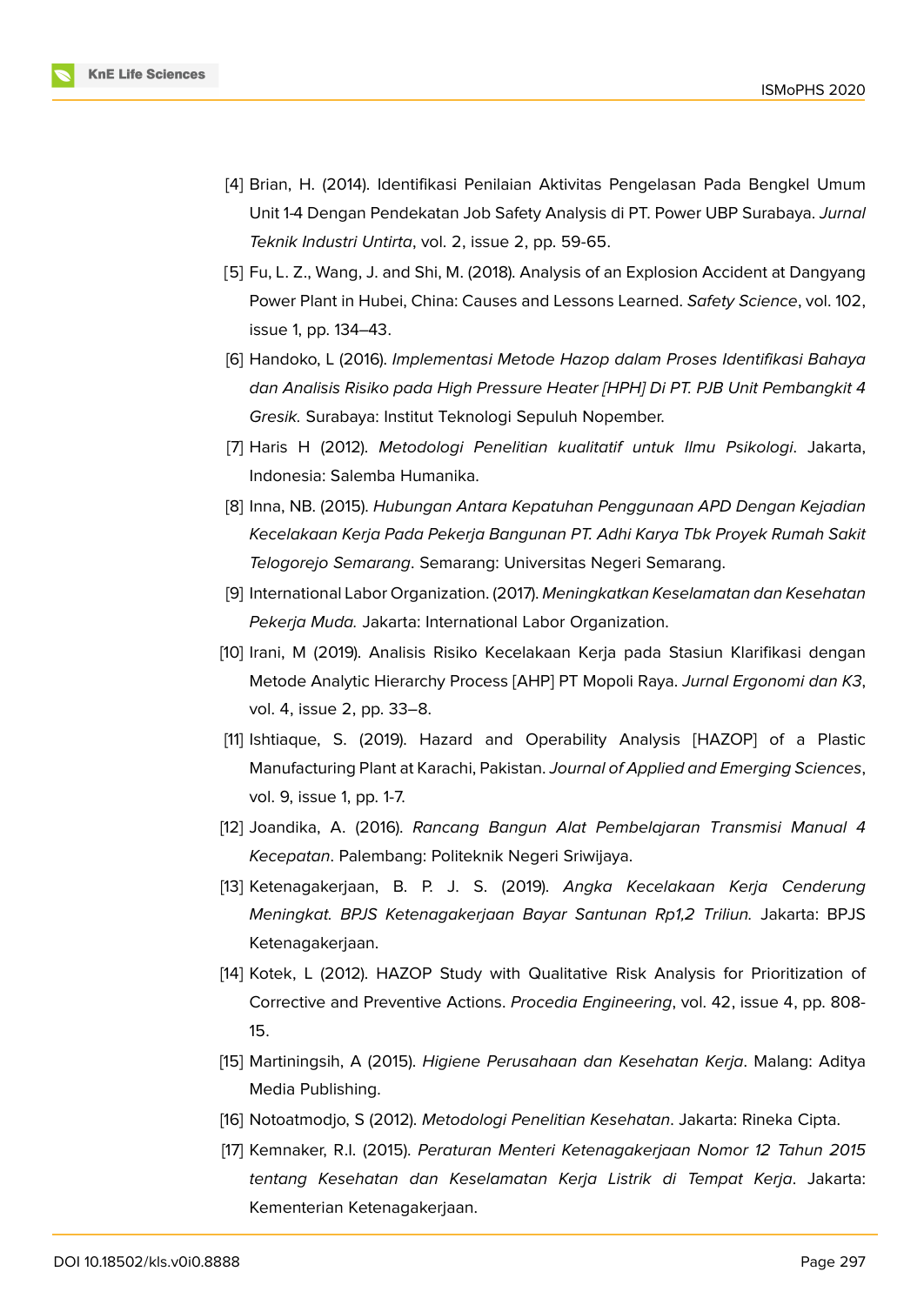[4] Brian, H. (2014). Identifikasi Penilaian Aktivitas Pengelasan Pada Bengkel Umum Unit 1-4 Dengan Pendekatan Job Safety Analysis di PT. Power UBP Surabaya. *Jurnal Teknik Industri Untirta*, vol. 2, issue 2, pp. 59-65.

[5] Fu, L. Z., Wang, J. and Shi, M. (2018). Analysis of an Explosion Accident at Dangyang Power Plant in Hubei, China: Causes and Lessons Learned. *Safety Science*, vol. 102, issue 1, pp. 134–43.

[6] Handoko, L (2016). *Implementasi Metode Hazop dalam Proses Identifikasi Bahaya dan Analisis Risiko pada High Pressure Heater [HPH] Di PT. PJB Unit Pembangkit 4 Gresik.* Surabaya: Institut Teknologi Sepuluh Nopember.

[7] Haris H (2012). *Metodologi Penelitian kualitatif untuk Ilmu Psikologi*. Jakarta, Indonesia: Salemba Humanika.

[8] Inna, NB. (2015). *Hubungan Antara Kepatuhan Penggunaan APD Dengan Kejadian Kecelakaan Kerja Pada Pekerja Bangunan PT. Adhi Karya Tbk Proyek Rumah Sakit Telogorejo Semarang*. Semarang: Universitas Negeri Semarang.

[9] International Labor Organization. (2017). *Meningkatkan Keselamatan dan Kesehatan Pekerja Muda.* Jakarta: International Labor Organization.

[10] Irani, M (2019). Analisis Risiko Kecelakaan Kerja pada Stasiun Klarifikasi dengan Metode Analytic Hierarchy Process [AHP] PT Mopoli Raya. *Jurnal Ergonomi dan K3*, vol. 4, issue 2, pp. 33–8.

[11] Ishtiaque, S. (2019). Hazard and Operability Analysis [HAZOP] of a Plastic Manufacturing Plant at Karachi, Pakistan. *Journal of Applied and Emerging Sciences*, vol. 9, issue 1, pp. 1-7.

[12] Joandika, A. (2016). *Rancang Bangun Alat Pembelajaran Transmisi Manual 4 Kecepatan*. Palembang: Politeknik Negeri Sriwijaya.

[13] Ketenagakerjaan, B. P. J. S. (2019). *Angka Kecelakaan Kerja Cenderung Meningkat. BPJS Ketenagakerjaan Bayar Santunan Rp1,2 Triliun.* Jakarta: BPJS Ketenagakerjaan.

[14] Kotek, L (2012). HAZOP Study with Qualitative Risk Analysis for Prioritization of Corrective and Preventive Actions. *Procedia Engineering*, vol. 42, issue 4, pp. 808-15.

[15] Martiningsih, A (2015). *Higiene Perusahaan dan Kesehatan Kerja*. Malang: Aditya Media Publishing.

[16] Notoatmodjo, S (2012). *Metodologi Penelitian Kesehatan*. Jakarta: Rineka Cipta.

[17] Kemnaker, R.I. (2015). *Peraturan Menteri Ketenagakerjaan Nomor 12 Tahun 2015 tentang Kesehatan dan Keselamatan Kerja Listrik di Tempat Kerja*. Jakarta: Kementerian Ketenagakerjaan.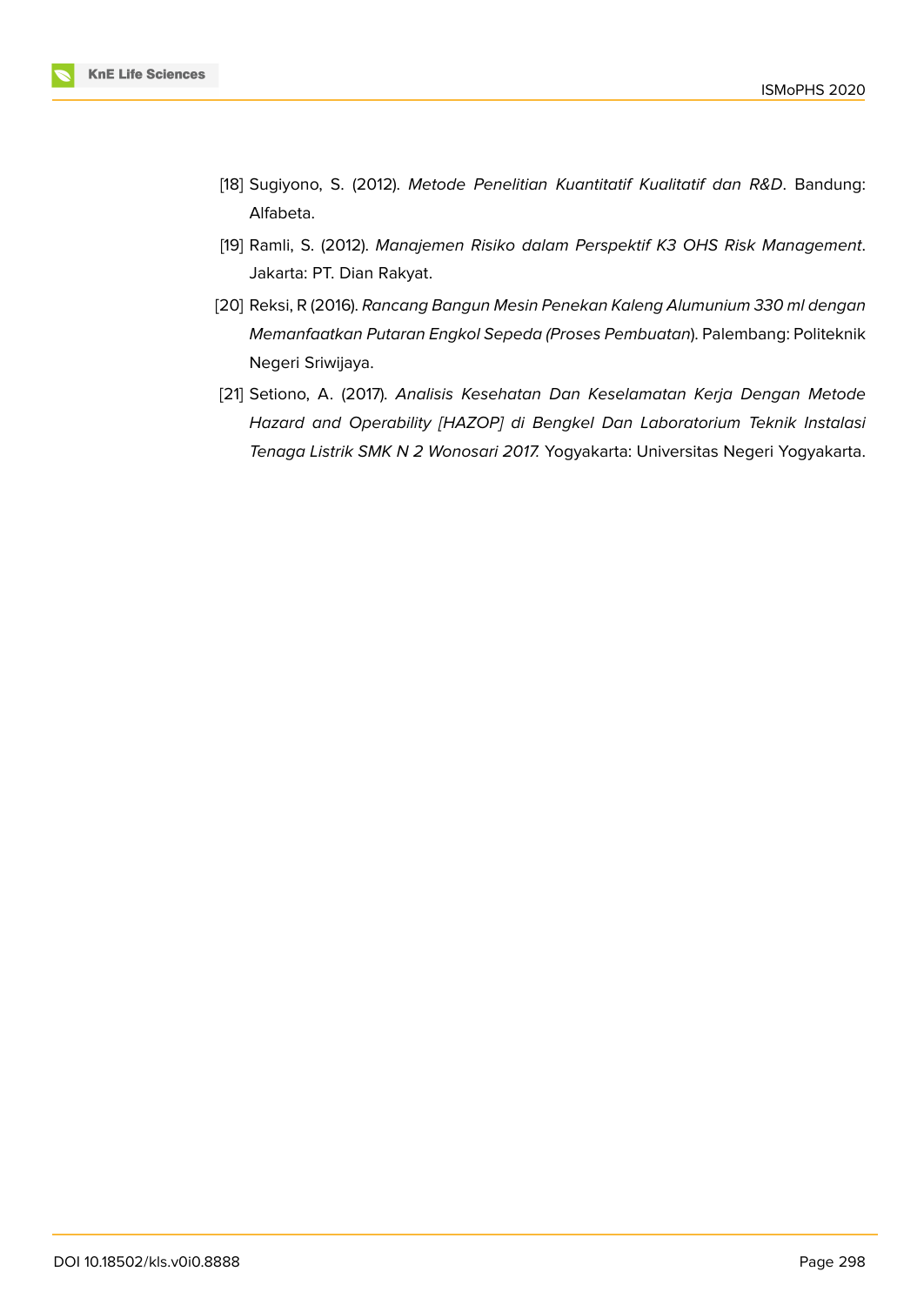[18] Sugiyono, S. (2012). *Metode Penelitian Kuantitatif Kualitatif dan R&D*. Bandung: Alfabeta.

[19] Ramli, S. (2012). *Manajemen Risiko dalam Perspektif K3 OHS Risk Management*. Jakarta: PT. Dian Rakyat.

[20] Reksi, R (2016). *Rancang Bangun Mesin Penekan Kaleng Alumunium 330 ml dengan Memanfaatkan Putaran Engkol Sepeda (Proses Pembuatan*). Palembang: Politeknik Negeri Sriwijaya.

[21] Setiono, A. (2017). *Analisis Kesehatan Dan Keselamatan Kerja Dengan Metode Hazard and Operability [HAZOP] di Bengkel Dan Laboratorium Teknik Instalasi Tenaga Listrik SMK N 2 Wonosari 2017.* Yogyakarta: Universitas Negeri Yogyakarta.